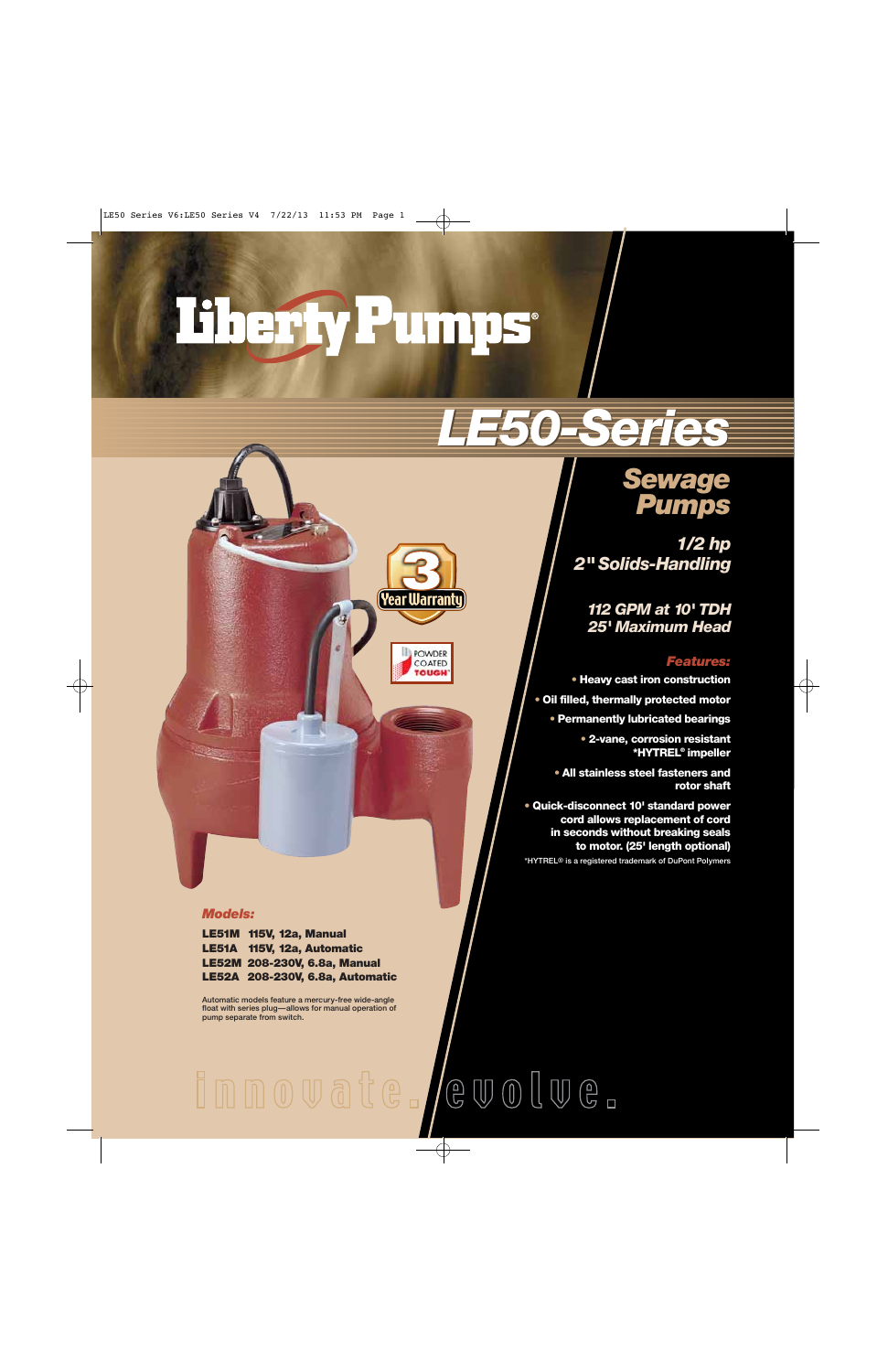# Liberty Pumps®

# LE50-Series

## Sewage Pumps

***1/2 hp***
***2" Solids-Handling***

***112 GPM at 10' TDH***
***25' Maximum Head***

3 Year Warranty

POWDER COATED TOUGH®

### *Features:*

- **Heavy cast iron construction**
- **Oil filled, thermally protected motor**
- **Permanently lubricated bearings**
- **2-vane, corrosion resistant *HYTREL® impeller**
- **All stainless steel fasteners and rotor shaft**
- **Quick-disconnect 10' standard power cord allows replacement of cord in seconds without breaking seals to motor. (25' length optional)**

*HYTREL® is a registered trademark of DuPont Polymers

### *Models:*

**LE51M 115V, 12a, Manual**
**LE51A 115V, 12a, Automatic**
**LE52M 208-230V, 6.8a, Manual**
**LE52A 208-230V, 6.8a, Automatic**

Automatic models feature a mercury-free wide-angle float with series plug—allows for manual operation of pump separate from switch.

innovate. evolve.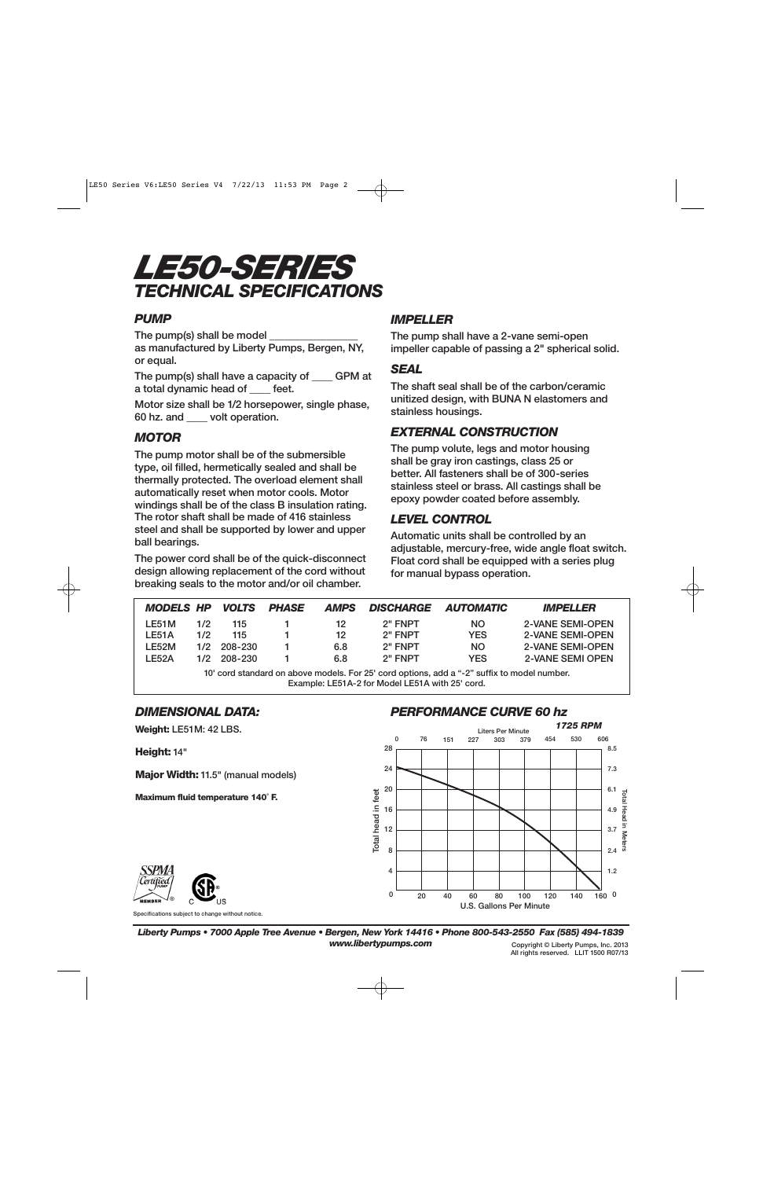# LE50-SERIES

## TECHNICAL SPECIFICATIONS

### PUMP

The pump(s) shall be model _______________ as manufactured by Liberty Pumps, Bergen, NY, or equal.

The pump(s) shall have a capacity of ____ GPM at a total dynamic head of ____ feet.

Motor size shall be 1/2 horsepower, single phase, 60 hz. and ____ volt operation.

### MOTOR

The pump motor shall be of the submersible type, oil filled, hermetically sealed and shall be thermally protected. The overload element shall automatically reset when motor cools. Motor windings shall be of the class B insulation rating. The rotor shaft shall be made of 416 stainless steel and shall be supported by lower and upper ball bearings.

The power cord shall be of the quick-disconnect design allowing replacement of the cord without breaking seals to the motor and/or oil chamber.

### IMPELLER

The pump shall have a 2-vane semi-open impeller capable of passing a 2" spherical solid.

### SEAL

The shaft seal shall be of the carbon/ceramic unitized design, with BUNA N elastomers and stainless housings.

### EXTERNAL CONSTRUCTION

The pump volute, legs and motor housing shall be gray iron castings, class 25 or better. All fasteners shall be of 300-series stainless steel or brass. All castings shall be epoxy powder coated before assembly.

### LEVEL CONTROL

Automatic units shall be controlled by an adjustable, mercury-free, wide angle float switch. Float cord shall be equipped with a series plug for manual bypass operation.

| MODELS | HP | VOLTS | PHASE | AMPS | DISCHARGE | AUTOMATIC | IMPELLER |
|---|---|---|---|---|---|---|---|
| LE51M | 1/2 | 115 | 1 | 12 | 2" FNPT | NO | 2-VANE SEMI-OPEN |
| LE51A | 1/2 | 115 | 1 | 12 | 2" FNPT | YES | 2-VANE SEMI-OPEN |
| LE52M | 1/2 | 208-230 | 1 | 6.8 | 2" FNPT | NO | 2-VANE SEMI-OPEN |
| LE52A | 1/2 | 208-230 | 1 | 6.8 | 2" FNPT | YES | 2-VANE SEMI OPEN |

10' cord standard on above models. For 25' cord options, add a "-2" suffix to model number. Example: LE51A-2 for Model LE51A with 25' cord.

### DIMENSIONAL DATA:

**Weight:** LE51M: 42 LBS.

**Height:** 14"

**Major Width:** 11.5" (manual models)

**Maximum fluid temperature 140° F.**

### PERFORMANCE CURVE 60 hz

1725 RPM

Liters Per Minute

0 76 151 227 303 379 454 530 606

Total head in feet

28 24 20 16 12 8 4 0

Total Head in Meters

8.5 7.3 6.1 4.9 3.7 2.4 1.2 0

0 20 40 60 80 100 120 140 160

U.S. Gallons Per Minute

Specifications subject to change without notice.

**Liberty Pumps • 7000 Apple Tree Avenue • Bergen, New York 14416 • Phone 800-543-2550 Fax (585) 494-1839**
**www.libertypumps.com**

Copyright © Liberty Pumps, Inc. 2013
All rights reserved. LLIT 1500 R07/13